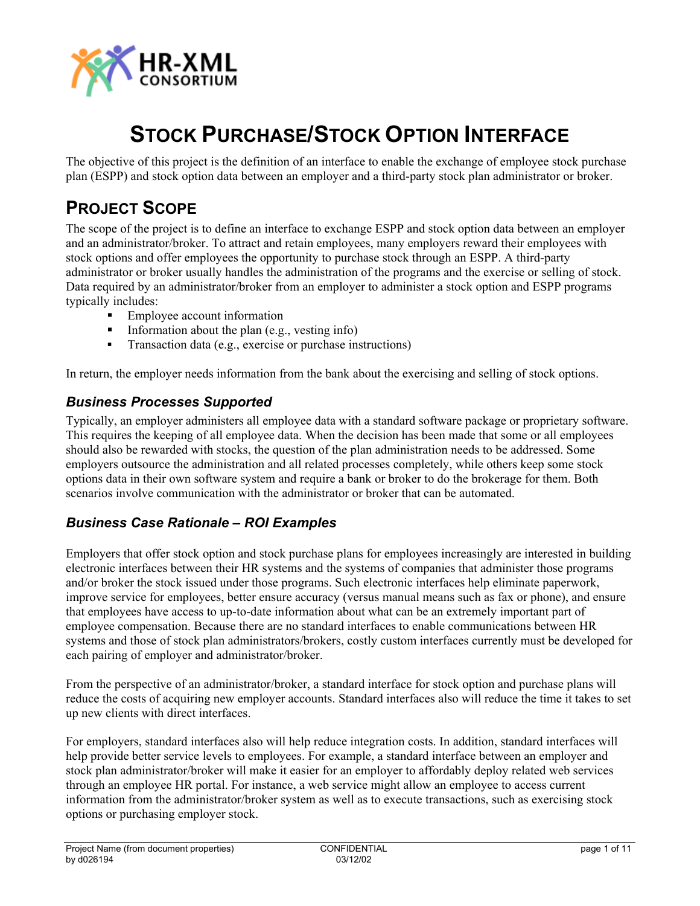# STOCK PURCHASE/STOCK OPTION INTERFACE

The objective of this project is the definition of an interface to enable the exchange of employee stock purchase plan (ESPP) and stock option data between an employer and a third-party stock plan administrator or broker.

## PROJECT SCOPE

The scope of the project is to define an interface to exchange ESPP and stock option data between an employer and an administrator/broker. To attract and retain employees, many employers reward their employees with stock options and offer employees the opportunity to purchase stock through an ESPP. A third-party administrator or broker usually handles the administration of the programs and the exercise or selling of stock. Data required by an administrator/broker from an employer to administer a stock option and ESPP programs typically includes:

- Employee account information
- Information about the plan (e.g., vesting info)
- Transaction data (e.g., exercise or purchase instructions)

In return, the employer needs information from the bank about the exercising and selling of stock options.

### *Business Processes Supported*

Typically, an employer administers all employee data with a standard software package or proprietary software. This requires the keeping of all employee data. When the decision has been made that some or all employees should also be rewarded with stocks, the question of the plan administration needs to be addressed. Some employers outsource the administration and all related processes completely, while others keep some stock options data in their own software system and require a bank or broker to do the brokerage for them. Both scenarios involve communication with the administrator or broker that can be automated.

### *Business Case Rationale – ROI Examples*

Employers that offer stock option and stock purchase plans for employees increasingly are interested in building electronic interfaces between their HR systems and the systems of companies that administer those programs and/or broker the stock issued under those programs. Such electronic interfaces help eliminate paperwork, improve service for employees, better ensure accuracy (versus manual means such as fax or phone), and ensure that employees have access to up-to-date information about what can be an extremely important part of employee compensation. Because there are no standard interfaces to enable communications between HR systems and those of stock plan administrators/brokers, costly custom interfaces currently must be developed for each pairing of employer and administrator/broker.

From the perspective of an administrator/broker, a standard interface for stock option and purchase plans will reduce the costs of acquiring new employer accounts. Standard interfaces also will reduce the time it takes to set up new clients with direct interfaces.

For employers, standard interfaces also will help reduce integration costs. In addition, standard interfaces will help provide better service levels to employees. For example, a standard interface between an employer and stock plan administrator/broker will make it easier for an employer to affordably deploy related web services through an employee HR portal. For instance, a web service might allow an employee to access current information from the administrator/broker system as well as to execute transactions, such as exercising stock options or purchasing employer stock.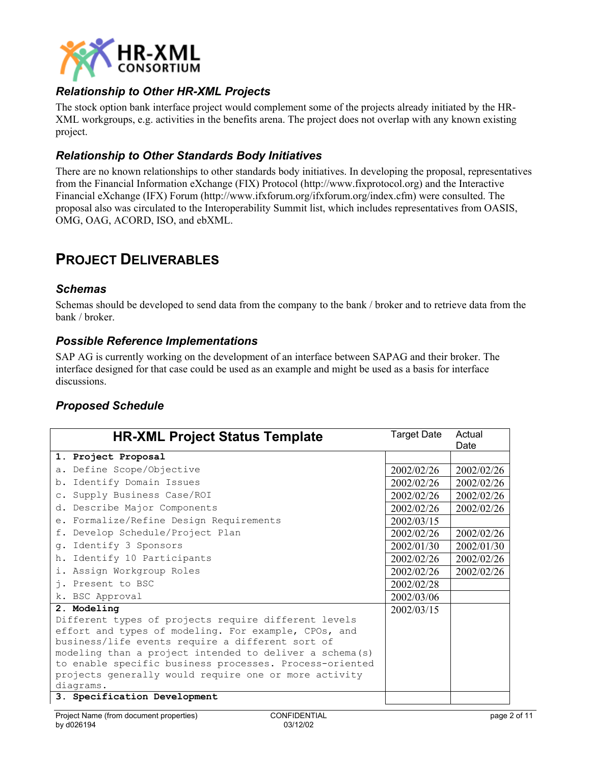### *Relationship to Other HR-XML Projects*

The stock option bank interface project would complement some of the projects already initiated by the HR-XML workgroups, e.g. activities in the benefits arena. The project does not overlap with any known existing project.

### *Relationship to Other Standards Body Initiatives*

There are no known relationships to other standards body initiatives. In developing the proposal, representatives from the Financial Information eXchange (FIX) Protocol (http://www.fixprotocol.org) and the Interactive Financial eXchange (IFX) Forum (http://www.ifxforum.org/ifxforum.org/index.cfm) were consulted. The proposal also was circulated to the Interoperability Summit list, which includes representatives from OASIS, OMG, OAG, ACORD, ISO, and ebXML.

## PROJECT DELIVERABLES

### *Schemas*

Schemas should be developed to send data from the company to the bank / broker and to retrieve data from the bank / broker.

### *Possible Reference Implementations*

SAP AG is currently working on the development of an interface between SAPAG and their broker. The interface designed for that case could be used as an example and might be used as a basis for interface discussions.

### *Proposed Schedule*

| HR-XML Project Status Template | Target Date | Actual Date |
|---|---|---|
| **1. Project Proposal** | | |
| a. Define Scope/Objective | 2002/02/26 | 2002/02/26 |
| b. Identify Domain Issues | 2002/02/26 | 2002/02/26 |
| c. Supply Business Case/ROI | 2002/02/26 | 2002/02/26 |
| d. Describe Major Components | 2002/02/26 | 2002/02/26 |
| e. Formalize/Refine Design Requirements | 2002/03/15 | |
| f. Develop Schedule/Project Plan | 2002/02/26 | 2002/02/26 |
| g. Identify 3 Sponsors | 2002/01/30 | 2002/01/30 |
| h. Identify 10 Participants | 2002/02/26 | 2002/02/26 |
| i. Assign Workgroup Roles | 2002/02/26 | 2002/02/26 |
| j. Present to BSC | 2002/02/28 | |
| k. BSC Approval | 2002/03/06 | |
| **2. Modeling** Different types of projects require different levels effort and types of modeling. For example, CPOs, and business/life events require a different sort of modeling than a project intended to deliver a schema(s) to enable specific business processes. Process-oriented projects generally would require one or more activity diagrams. | 2002/03/15 | |
| **3. Specification Development** | | |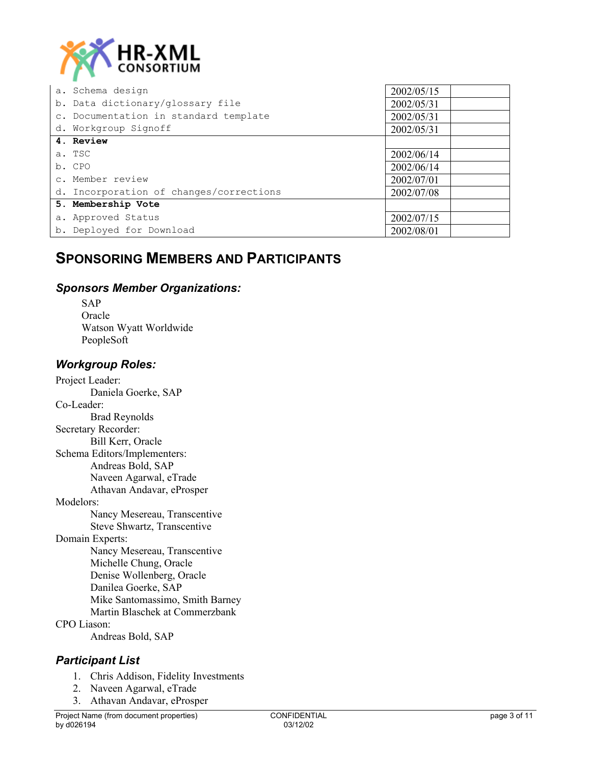| | | |
|---|---|---|
| a. Schema design | 2002/05/15 | |
| b. Data dictionary/glossary file | 2002/05/31 | |
| c. Documentation in standard template | 2002/05/31 | |
| d. Workgroup Signoff | 2002/05/31 | |
| **4. Review** | | |
| a. TSC | 2002/06/14 | |
| b. CPO | 2002/06/14 | |
| c. Member review | 2002/07/01 | |
| d. Incorporation of changes/corrections | 2002/07/08 | |
| **5. Membership Vote** | | |
| a. Approved Status | 2002/07/15 | |
| b. Deployed for Download | 2002/08/01 | |

## SPONSORING MEMBERS AND PARTICIPANTS

### *Sponsors Member Organizations:*

SAP
Oracle
Watson Wyatt Worldwide
PeopleSoft

### *Workgroup Roles:*

Project Leader:
Daniela Goerke, SAP
Co-Leader:
Brad Reynolds
Secretary Recorder:
Bill Kerr, Oracle
Schema Editors/Implementers:
Andreas Bold, SAP
Naveen Agarwal, eTrade
Athavan Andavar, eProsper
Modelors:
Nancy Mesereau, Transcentive
Steve Shwartz, Transcentive
Domain Experts:
Nancy Mesereau, Transcentive
Michelle Chung, Oracle
Denise Wollenberg, Oracle
Danilea Goerke, SAP
Mike Santomassimo, Smith Barney
Martin Blaschek at Commerzbank
CPO Liason:
Andreas Bold, SAP

### *Participant List*

1. Chris Addison, Fidelity Investments
2. Naveen Agarwal, eTrade
3. Athavan Andavar, eProsper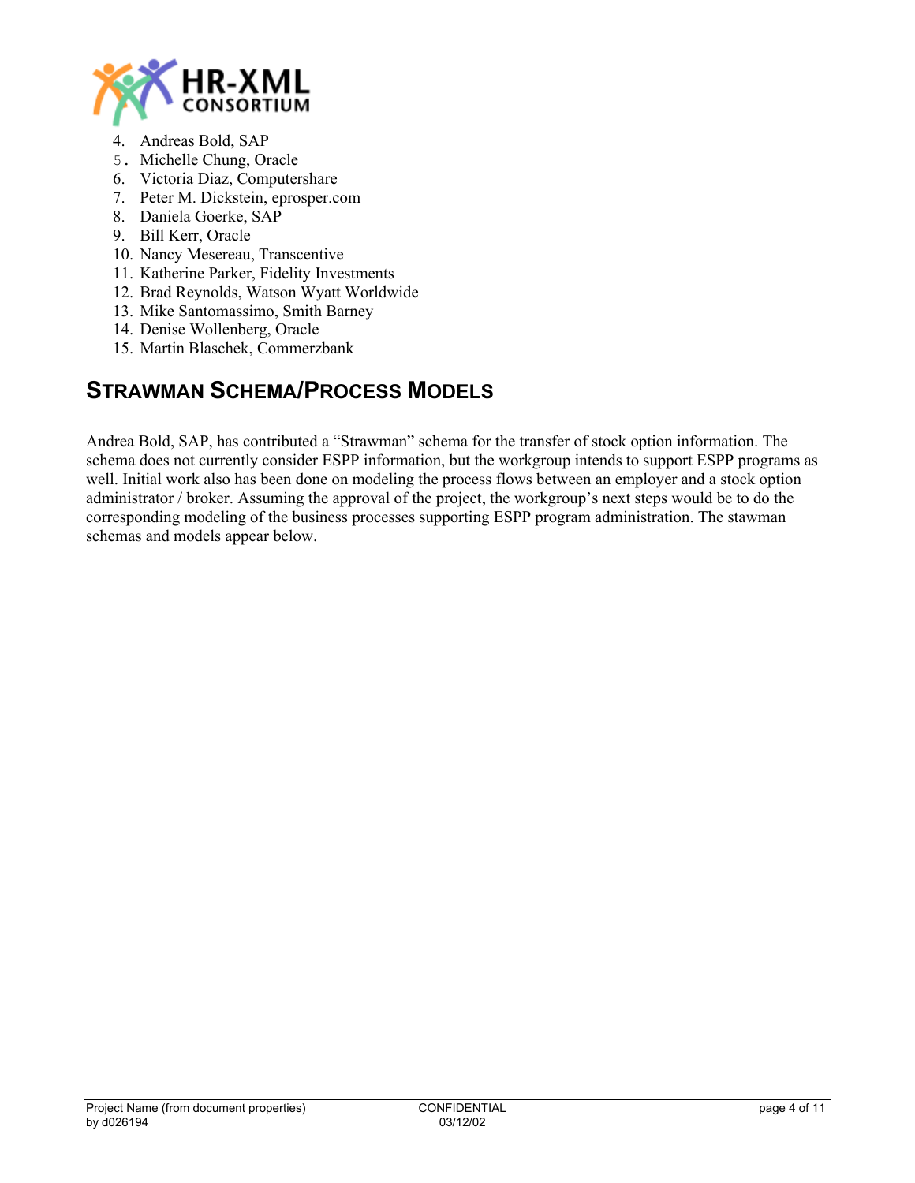4. Andreas Bold, SAP
5. Michelle Chung, Oracle
6. Victoria Diaz, Computershare
7. Peter M. Dickstein, eprosper.com
8. Daniela Goerke, SAP
9. Bill Kerr, Oracle
10. Nancy Mesereau, Transcentive
11. Katherine Parker, Fidelity Investments
12. Brad Reynolds, Watson Wyatt Worldwide
13. Mike Santomassimo, Smith Barney
14. Denise Wollenberg, Oracle
15. Martin Blaschek, Commerzbank

## Strawman Schema/Process Models

Andrea Bold, SAP, has contributed a "Strawman" schema for the transfer of stock option information. The schema does not currently consider ESPP information, but the workgroup intends to support ESPP programs as well. Initial work also has been done on modeling the process flows between an employer and a stock option administrator / broker. Assuming the approval of the project, the workgroup's next steps would be to do the corresponding modeling of the business processes supporting ESPP program administration. The stawman schemas and models appear below.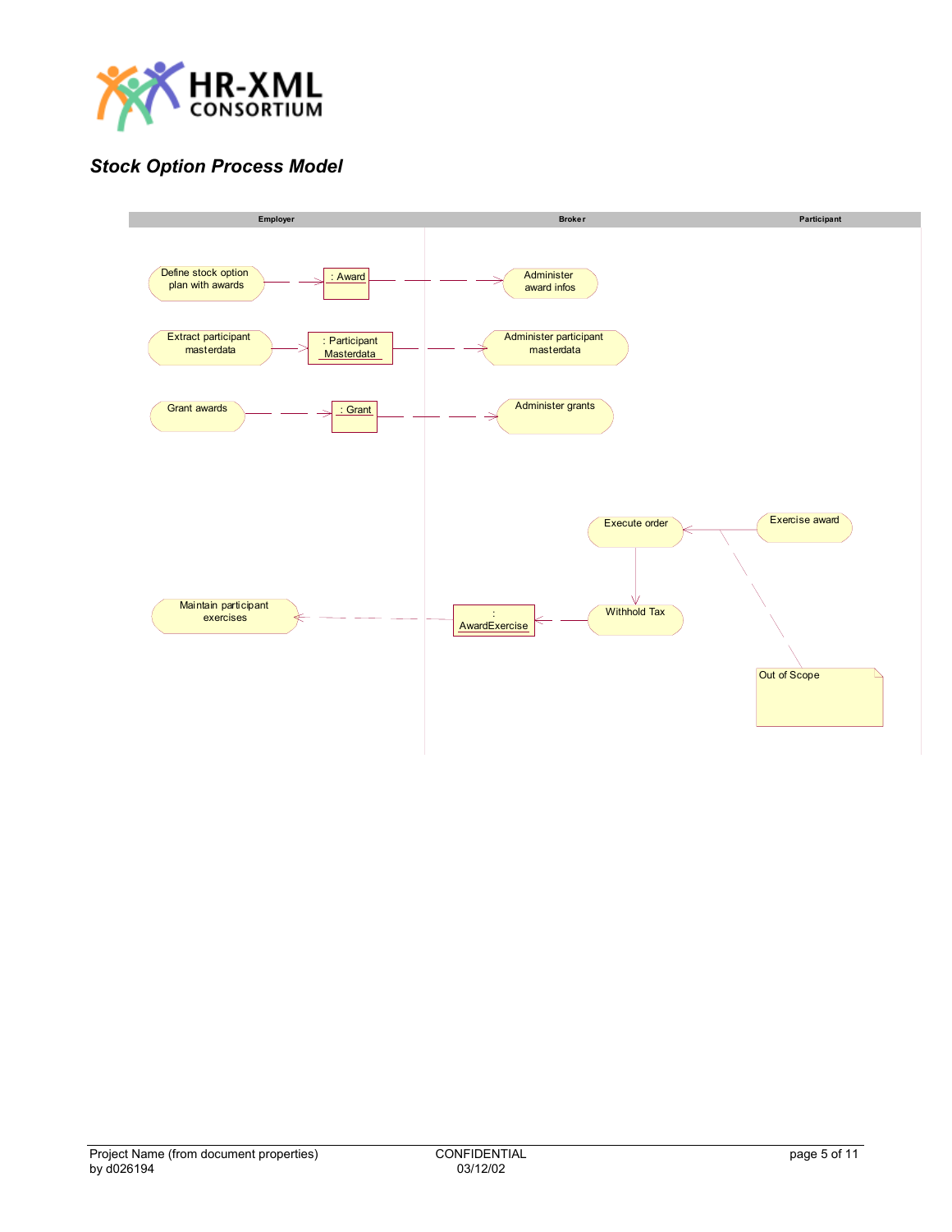## *Stock Option Process Model*

| Employer | Broker | Participant |
| --- | --- | --- |
| Define stock option plan with awards → : Award → | Administer award infos | |
| Extract participant masterdata → : Participant Masterdata → | Administer participant masterdata | |
| Grant awards → : Grant → | Administer grants | |
| | Execute order | ← Exercise award |
| | ↓ | |
| Maintain participant exercises ← | : AwardExercise ← Withhold Tax | Out of Scope |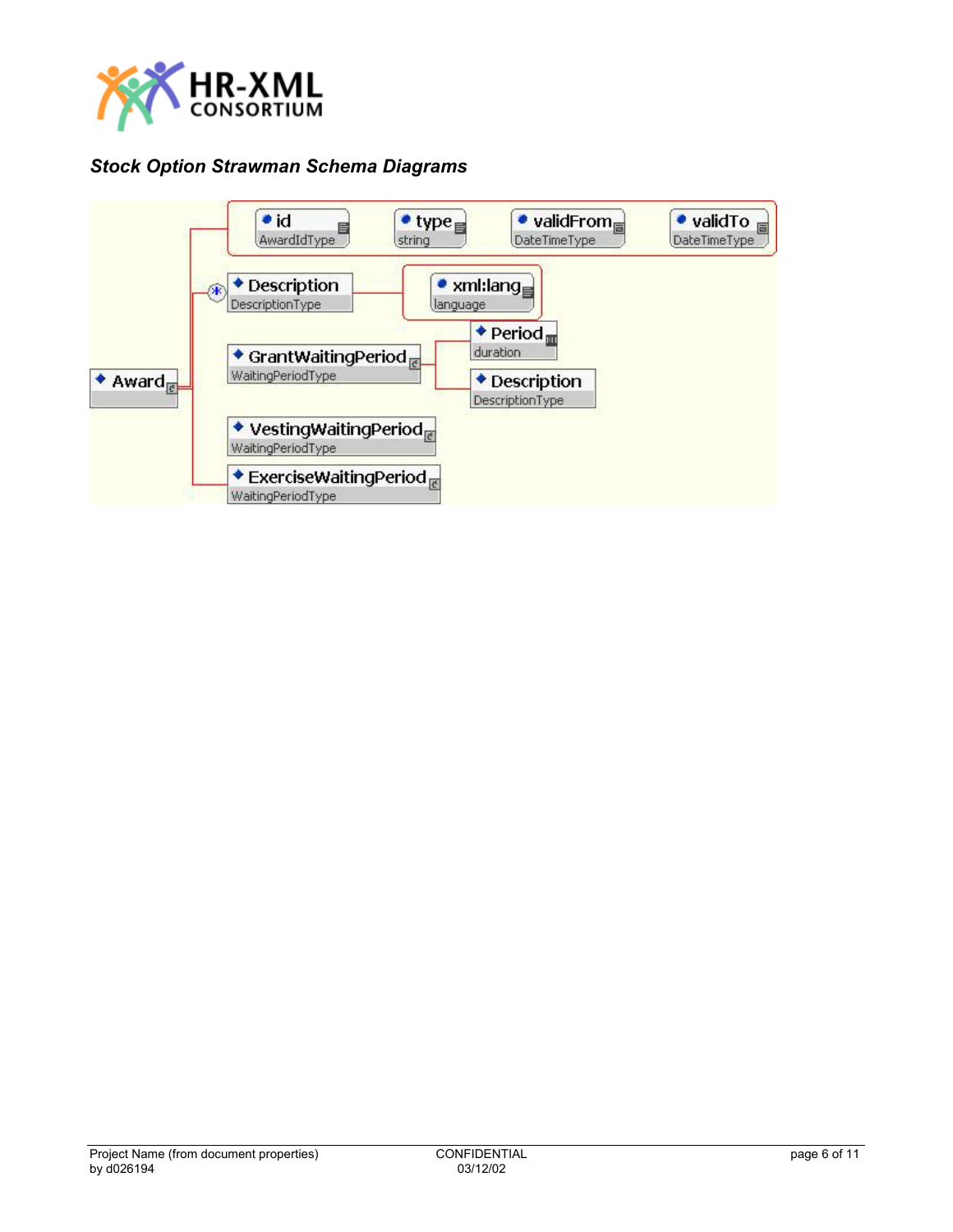***Stock Option Strawman Schema Diagrams***

Award

id — AwardIdType

type — string

validFrom — DateTimeType

validTo — DateTimeType

Description — DescriptionType

xml:lang — language

GrantWaitingPeriod — WaitingPeriodType

Period — duration

Description — DescriptionType

VestingWaitingPeriod — WaitingPeriodType

ExerciseWaitingPeriod — WaitingPeriodType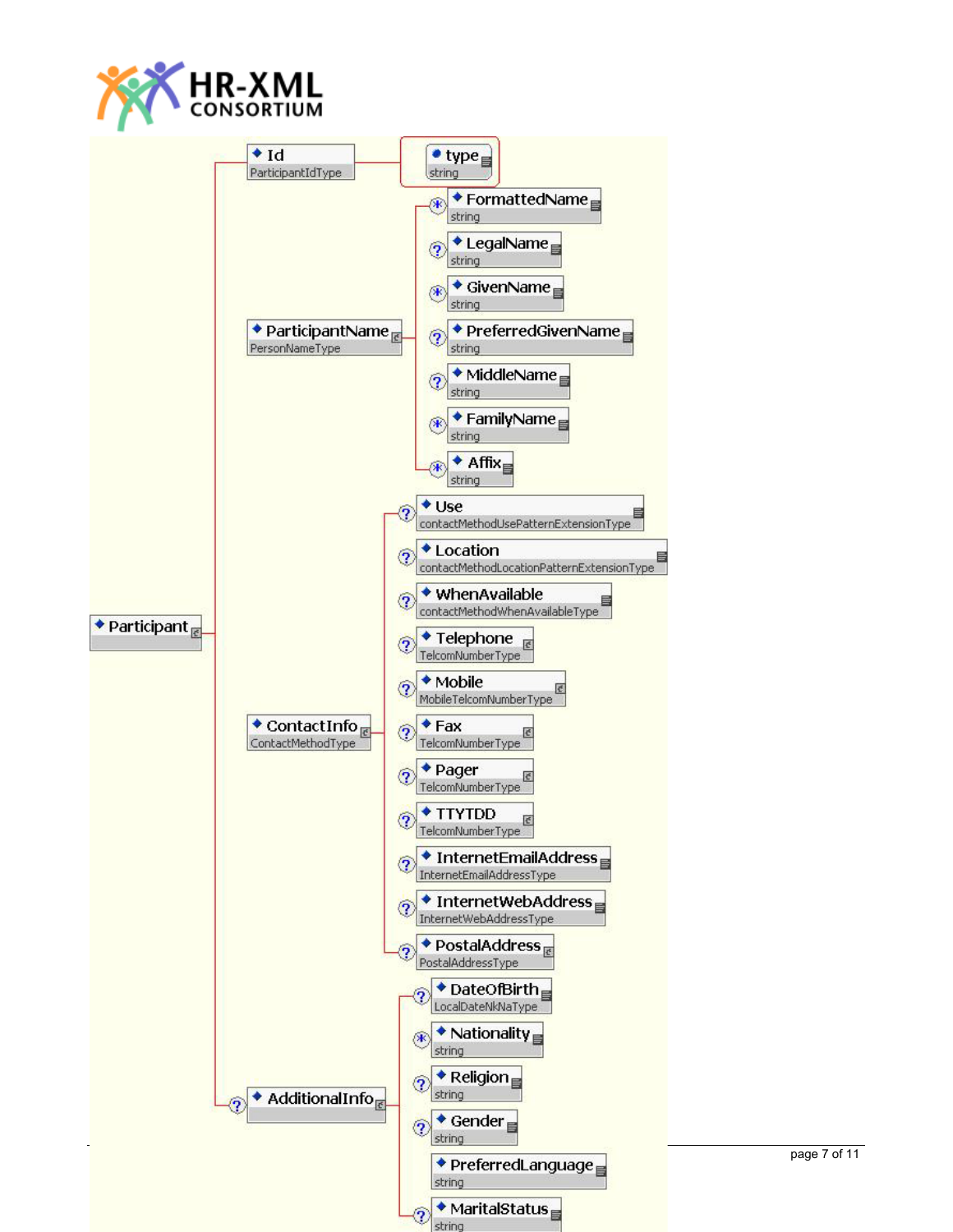- Participant
  - Id (ParticipantIdType)
    - type (string)
  - ParticipantName (PersonNameType)
    - FormattedName (string)
    - LegalName (string)
    - GivenName (string)
    - PreferredGivenName (string)
    - MiddleName (string)
    - FamilyName (string)
    - Affix (string)
  - ContactInfo (ContactMethodType)
    - Use (contactMethodUsePatternExtensionType)
    - Location (contactMethodLocationPatternExtensionType)
    - WhenAvailable (contactMethodWhenAvailableType)
    - Telephone (TelcomNumberType)
    - Mobile (MobileTelcomNumberType)
    - Fax (TelcomNumberType)
    - Pager (TelcomNumberType)
    - TTYTDD (TelcomNumberType)
    - InternetEmailAddress (InternetEmailAddressType)
    - InternetWebAddress (InternetWebAddressType)
    - PostalAddress (PostalAddressType)
  - AdditionalInfo
    - DateOfBirth (LocalDateNkNaType)
    - Nationality (string)
    - Religion (string)
    - Gender (string)
    - PreferredLanguage (string)
    - MaritalStatus (string)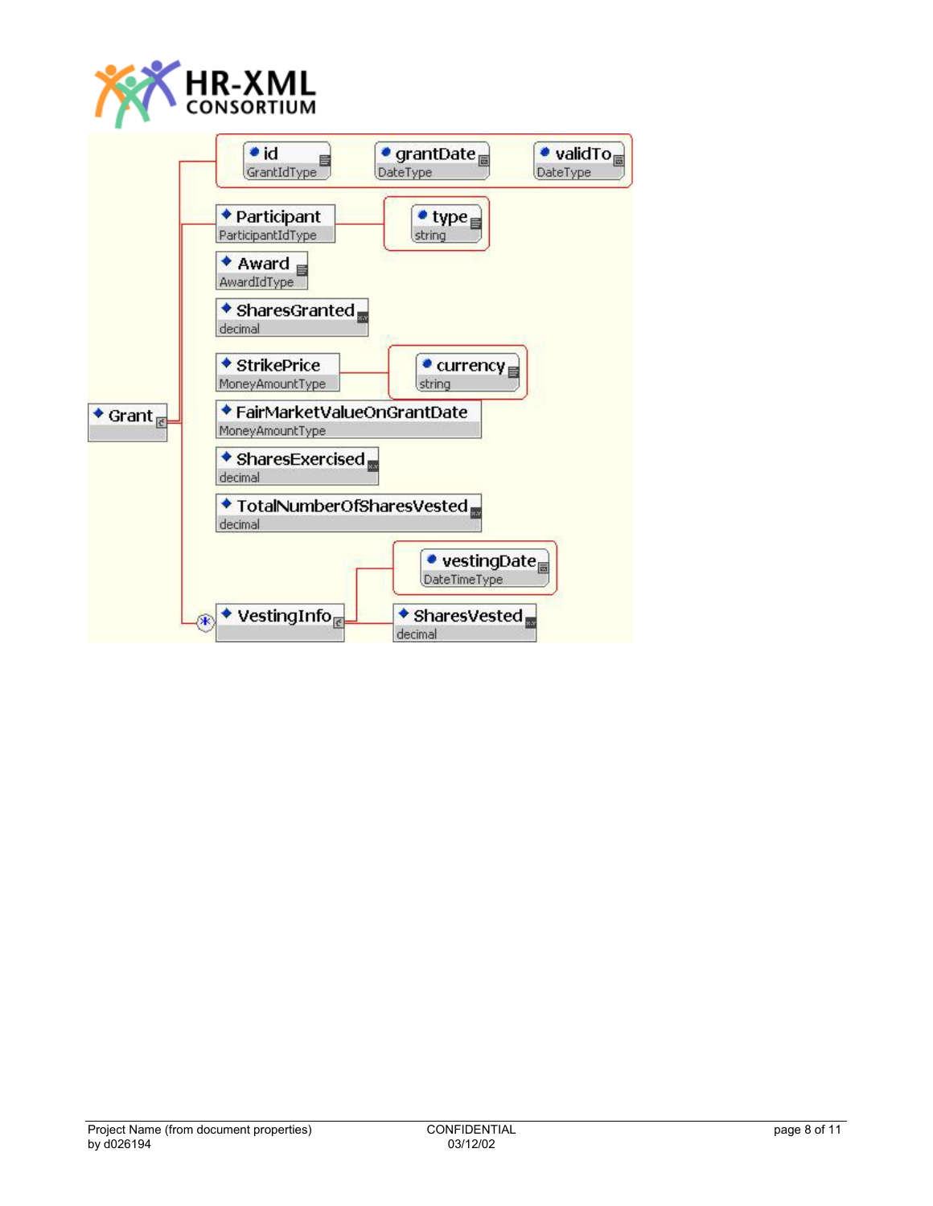- Grant
  - Attributes:
    - id — GrantIdType
    - grantDate — DateType
    - validTo — DateType
  - Participant — ParticipantIdType
    - type — string
  - Award — AwardIdType
  - SharesGranted — decimal
  - StrikePrice — MoneyAmountType
    - currency — string
  - FairMarketValueOnGrantDate — MoneyAmountType
  - SharesExercised — decimal
  - TotalNumberOfSharesVested — decimal
  - VestingInfo
    - vestingDate — DateTimeType
    - SharesVested — decimal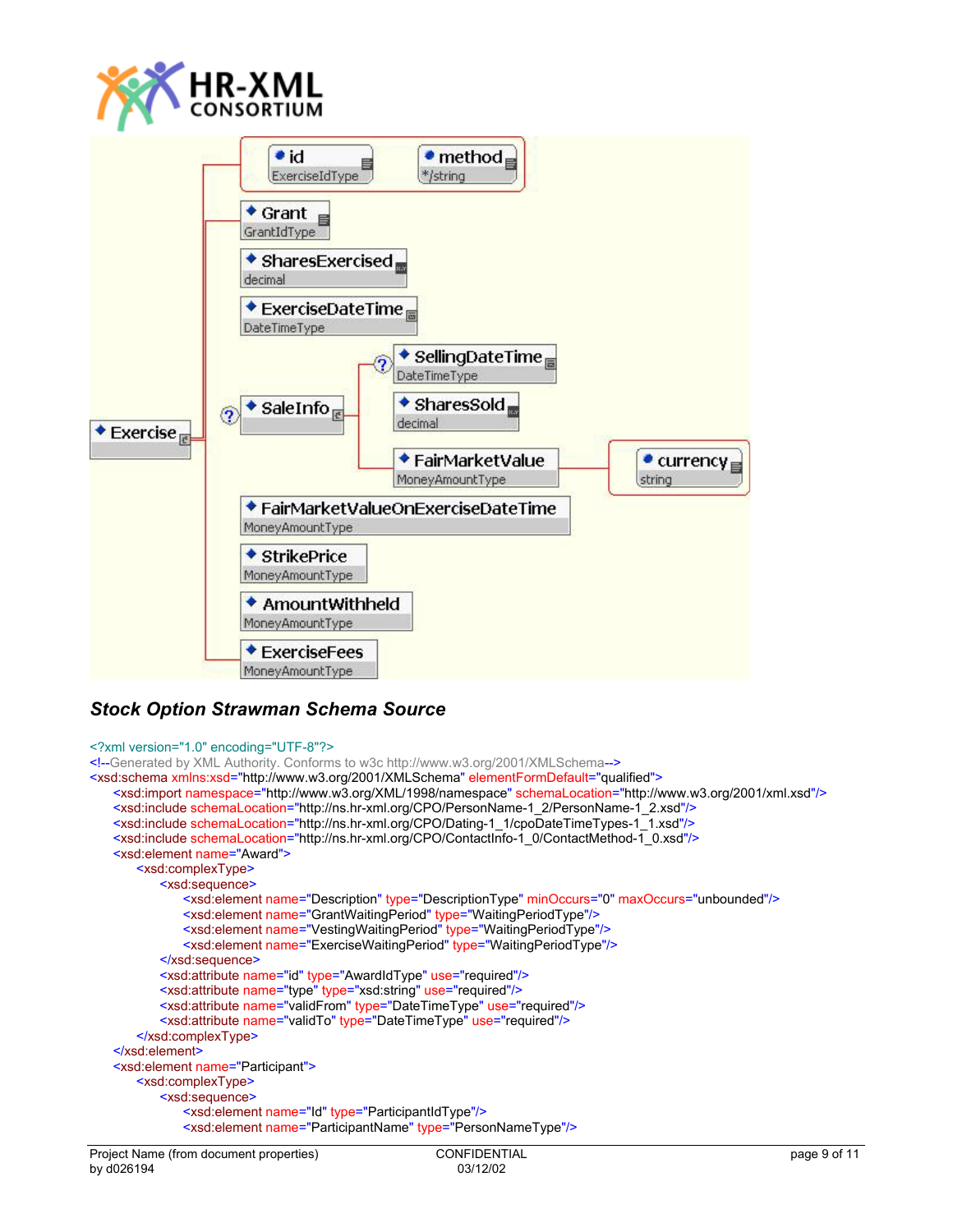## *Stock Option Strawman Schema Source*

```
<?xml version="1.0" encoding="UTF-8"?>
<!--Generated by XML Authority. Conforms to w3c http://www.w3.org/2001/XMLSchema-->
<xsd:schema xmlns:xsd="http://www.w3.org/2001/XMLSchema" elementFormDefault="qualified">
    <xsd:import namespace="http://www.w3.org/XML/1998/namespace" schemaLocation="http://www.w3.org/2001/xml.xsd"/>
    <xsd:include schemaLocation="http://ns.hr-xml.org/CPO/PersonName-1_2/PersonName-1_2.xsd"/>
    <xsd:include schemaLocation="http://ns.hr-xml.org/CPO/Dating-1_1/cpoDateTimeTypes-1_1.xsd"/>
    <xsd:include schemaLocation="http://ns.hr-xml.org/CPO/ContactInfo-1_0/ContactMethod-1_0.xsd"/>
    <xsd:element name="Award">
        <xsd:complexType>
            <xsd:sequence>
                <xsd:element name="Description" type="DescriptionType" minOccurs="0" maxOccurs="unbounded"/>
                <xsd:element name="GrantWaitingPeriod" type="WaitingPeriodType"/>
                <xsd:element name="VestingWaitingPeriod" type="WaitingPeriodType"/>
                <xsd:element name="ExerciseWaitingPeriod" type="WaitingPeriodType"/>
            </xsd:sequence>
            <xsd:attribute name="id" type="AwardIdType" use="required"/>
            <xsd:attribute name="type" type="xsd:string" use="required"/>
            <xsd:attribute name="validFrom" type="DateTimeType" use="required"/>
            <xsd:attribute name="validTo" type="DateTimeType" use="required"/>
        </xsd:complexType>
    </xsd:element>
    <xsd:element name="Participant">
        <xsd:complexType>
            <xsd:sequence>
                <xsd:element name="Id" type="ParticipantIdType"/>
                <xsd:element name="ParticipantName" type="PersonNameType"/>
```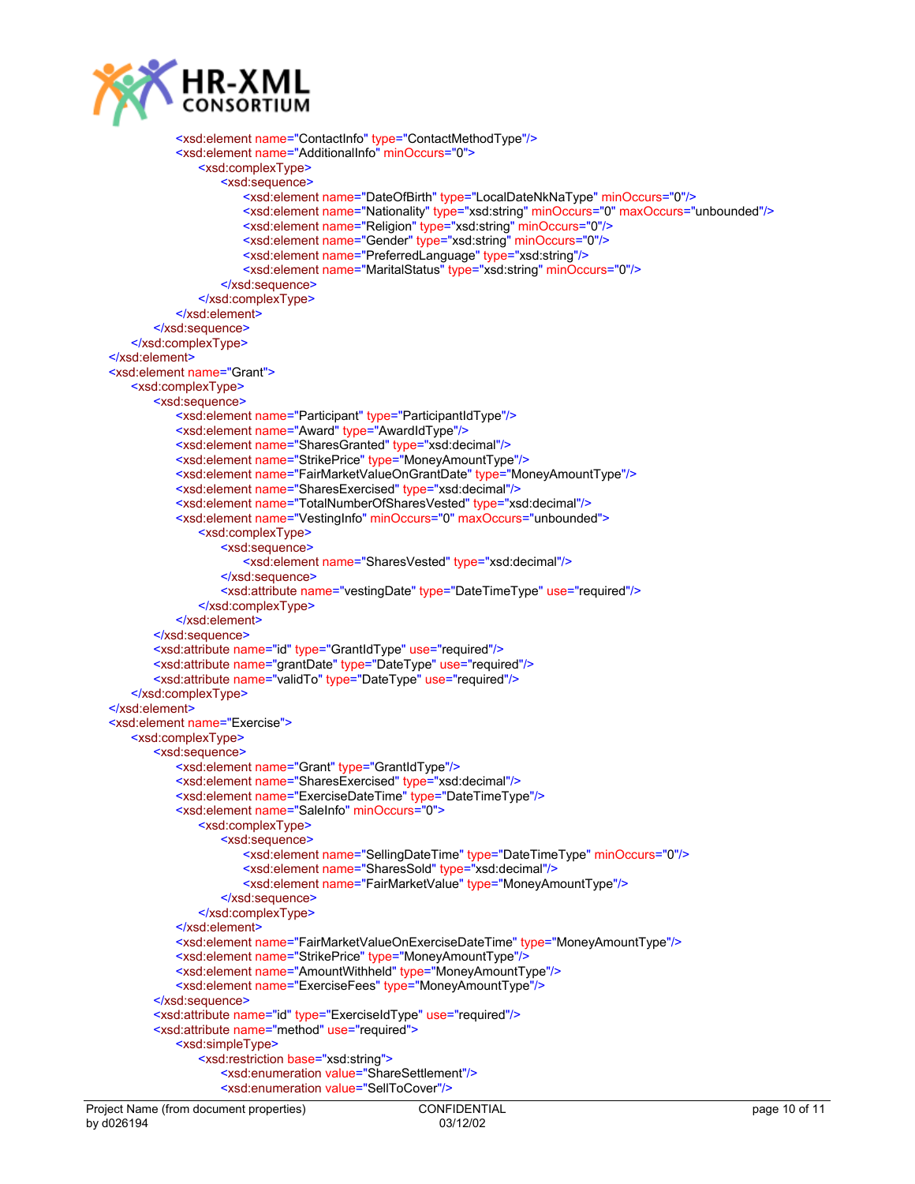```xml
                <xsd:element name="ContactInfo" type="ContactMethodType"/>
                <xsd:element name="AdditionalInfo" minOccurs="0">
                    <xsd:complexType>
                        <xsd:sequence>
                            <xsd:element name="DateOfBirth" type="LocalDateNkNaType" minOccurs="0"/>
                            <xsd:element name="Nationality" type="xsd:string" minOccurs="0" maxOccurs="unbounded"/>
                            <xsd:element name="Religion" type="xsd:string" minOccurs="0"/>
                            <xsd:element name="Gender" type="xsd:string" minOccurs="0"/>
                            <xsd:element name="PreferredLanguage" type="xsd:string"/>
                            <xsd:element name="MaritalStatus" type="xsd:string" minOccurs="0"/>
                        </xsd:sequence>
                    </xsd:complexType>
                </xsd:element>
            </xsd:sequence>
        </xsd:complexType>
    </xsd:element>
    <xsd:element name="Grant">
        <xsd:complexType>
            <xsd:sequence>
                <xsd:element name="Participant" type="ParticipantIdType"/>
                <xsd:element name="Award" type="AwardIdType"/>
                <xsd:element name="SharesGranted" type="xsd:decimal"/>
                <xsd:element name="StrikePrice" type="MoneyAmountType"/>
                <xsd:element name="FairMarketValueOnGrantDate" type="MoneyAmountType"/>
                <xsd:element name="SharesExercised" type="xsd:decimal"/>
                <xsd:element name="TotalNumberOfSharesVested" type="xsd:decimal"/>
                <xsd:element name="VestingInfo" minOccurs="0" maxOccurs="unbounded">
                    <xsd:complexType>
                        <xsd:sequence>
                            <xsd:element name="SharesVested" type="xsd:decimal"/>
                        </xsd:sequence>
                        <xsd:attribute name="vestingDate" type="DateTimeType" use="required"/>
                    </xsd:complexType>
                </xsd:element>
            </xsd:sequence>
            <xsd:attribute name="id" type="GrantIdType" use="required"/>
            <xsd:attribute name="grantDate" type="DateType" use="required"/>
            <xsd:attribute name="validTo" type="DateType" use="required"/>
        </xsd:complexType>
    </xsd:element>
    <xsd:element name="Exercise">
        <xsd:complexType>
            <xsd:sequence>
                <xsd:element name="Grant" type="GrantIdType"/>
                <xsd:element name="SharesExercised" type="xsd:decimal"/>
                <xsd:element name="ExerciseDateTime" type="DateTimeType"/>
                <xsd:element name="SaleInfo" minOccurs="0">
                    <xsd:complexType>
                        <xsd:sequence>
                            <xsd:element name="SellingDateTime" type="DateTimeType" minOccurs="0"/>
                            <xsd:element name="SharesSold" type="xsd:decimal"/>
                            <xsd:element name="FairMarketValue" type="MoneyAmountType"/>
                        </xsd:sequence>
                    </xsd:complexType>
                </xsd:element>
                <xsd:element name="FairMarketValueOnExerciseDateTime" type="MoneyAmountType"/>
                <xsd:element name="StrikePrice" type="MoneyAmountType"/>
                <xsd:element name="AmountWithheld" type="MoneyAmountType"/>
                <xsd:element name="ExerciseFees" type="MoneyAmountType"/>
            </xsd:sequence>
            <xsd:attribute name="id" type="ExerciseIdType" use="required"/>
            <xsd:attribute name="method" use="required">
                <xsd:simpleType>
                    <xsd:restriction base="xsd:string">
                        <xsd:enumeration value="ShareSettlement"/>
                        <xsd:enumeration value="SellToCover"/>
```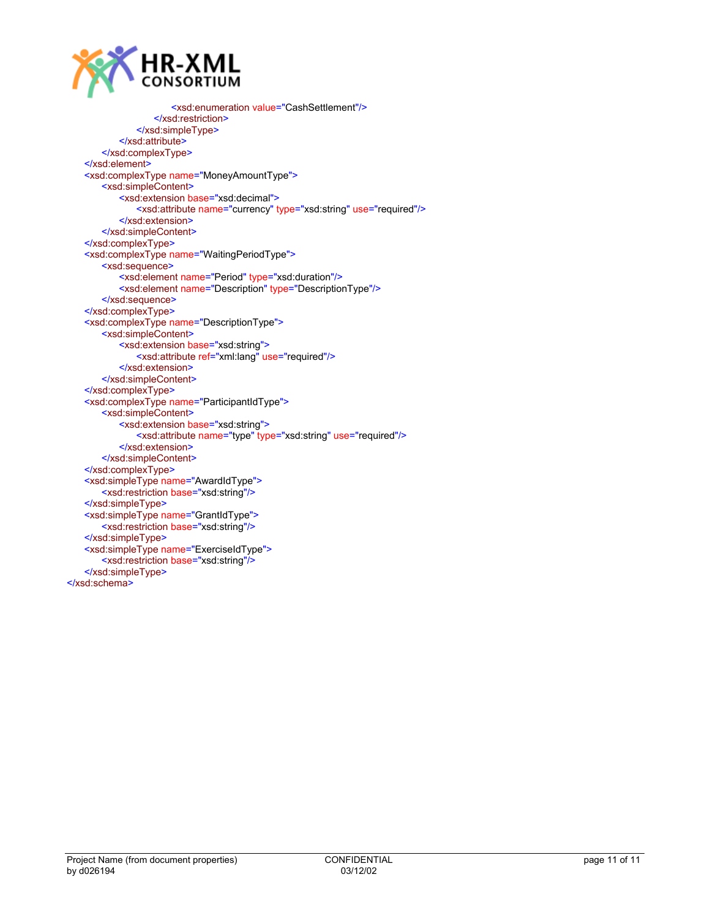```xml
                        <xsd:enumeration value="CashSettlement"/>
                    </xsd:restriction>
                </xsd:simpleType>
            </xsd:attribute>
        </xsd:complexType>
    </xsd:element>
    <xsd:complexType name="MoneyAmountType">
        <xsd:simpleContent>
            <xsd:extension base="xsd:decimal">
                <xsd:attribute name="currency" type="xsd:string" use="required"/>
            </xsd:extension>
        </xsd:simpleContent>
    </xsd:complexType>
    <xsd:complexType name="WaitingPeriodType">
        <xsd:sequence>
            <xsd:element name="Period" type="xsd:duration"/>
            <xsd:element name="Description" type="DescriptionType"/>
        </xsd:sequence>
    </xsd:complexType>
    <xsd:complexType name="DescriptionType">
        <xsd:simpleContent>
            <xsd:extension base="xsd:string">
                <xsd:attribute ref="xml:lang" use="required"/>
            </xsd:extension>
        </xsd:simpleContent>
    </xsd:complexType>
    <xsd:complexType name="ParticipantIdType">
        <xsd:simpleContent>
            <xsd:extension base="xsd:string">
                <xsd:attribute name="type" type="xsd:string" use="required"/>
            </xsd:extension>
        </xsd:simpleContent>
    </xsd:complexType>
    <xsd:simpleType name="AwardIdType">
        <xsd:restriction base="xsd:string"/>
    </xsd:simpleType>
    <xsd:simpleType name="GrantIdType">
        <xsd:restriction base="xsd:string"/>
    </xsd:simpleType>
    <xsd:simpleType name="ExerciseIdType">
        <xsd:restriction base="xsd:string"/>
    </xsd:simpleType>
</xsd:schema>
```